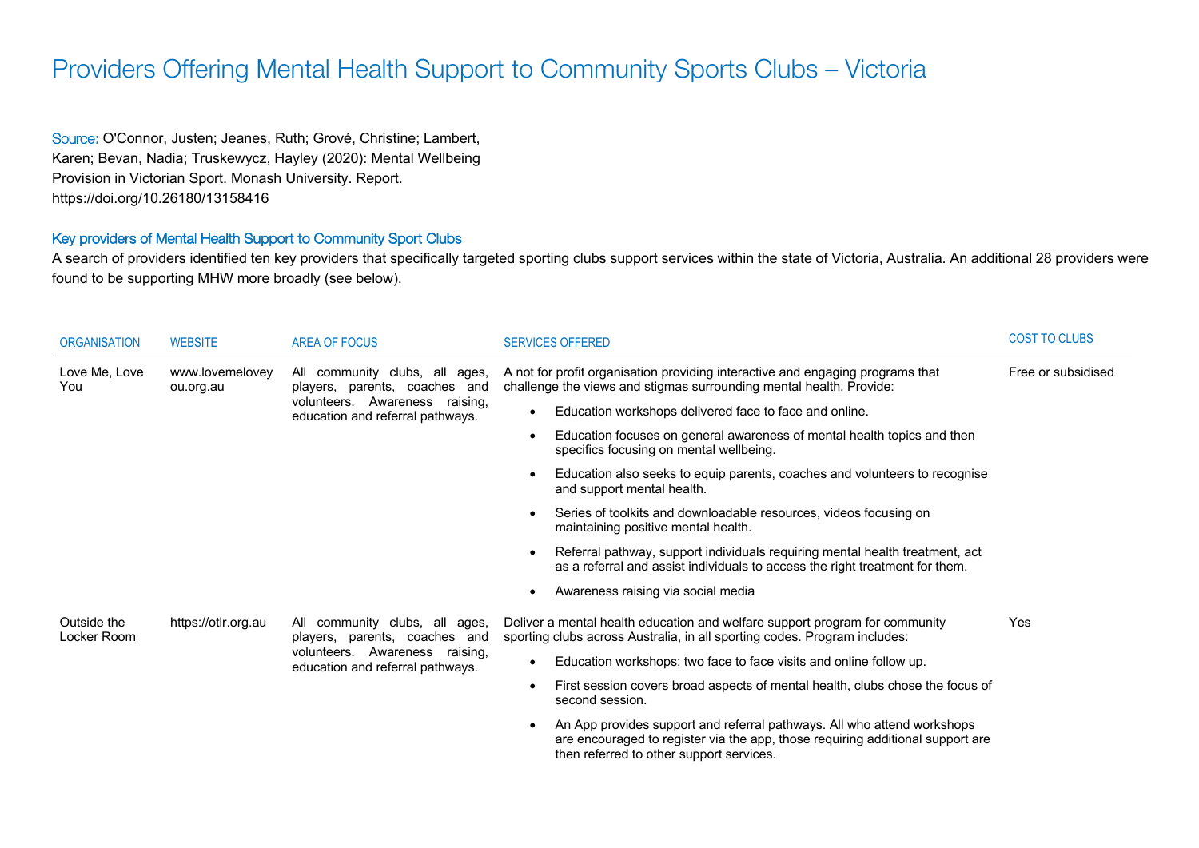# Providers Offering Mental Health Support to Community Sports Clubs – Victoria

Source: O'Connor, Justen; Jeanes, Ruth; Grové, Christine; Lambert, Karen; Bevan, Nadia; Truskewycz, Hayley (2020): Mental Wellbeing Provision in Victorian Sport. Monash University. Report. https://doi.org/10.26180/13158416

## Key providers of Mental Health Support to Community Sport Clubs

A search of providers identified ten key providers that specifically targeted sporting clubs support services within the state of Victoria, Australia. An additional 28 providers were found to be supporting MHW more broadly (see below).

| ORGANISATION | WEBSITE | AREA OF FOCUS | SERVICES OFFERED | COST TO CLUBS |
|---|---|---|---|---|
| Love Me, Love You | www.lovemeloveyou.org.au | All community clubs, all ages, players, parents, coaches and volunteers. Awareness raising, education and referral pathways. | A not for profit organisation providing interactive and engaging programs that challenge the views and stigmas surrounding mental health. Provide:<br>• Education workshops delivered face to face and online.<br>• Education focuses on general awareness of mental health topics and then specifics focusing on mental wellbeing.<br>• Education also seeks to equip parents, coaches and volunteers to recognise and support mental health.<br>• Series of toolkits and downloadable resources, videos focusing on maintaining positive mental health.<br>• Referral pathway, support individuals requiring mental health treatment, act as a referral and assist individuals to access the right treatment for them.<br>• Awareness raising via social media | Free or subsidised |
| Outside the Locker Room | https://otlr.org.au | All community clubs, all ages, players, parents, coaches and volunteers. Awareness raising, education and referral pathways. | Deliver a mental health education and welfare support program for community sporting clubs across Australia, in all sporting codes. Program includes:<br>• Education workshops; two face to face visits and online follow up.<br>• First session covers broad aspects of mental health, clubs chose the focus of second session.<br>• An App provides support and referral pathways. All who attend workshops are encouraged to register via the app, those requiring additional support are then referred to other support services. | Yes |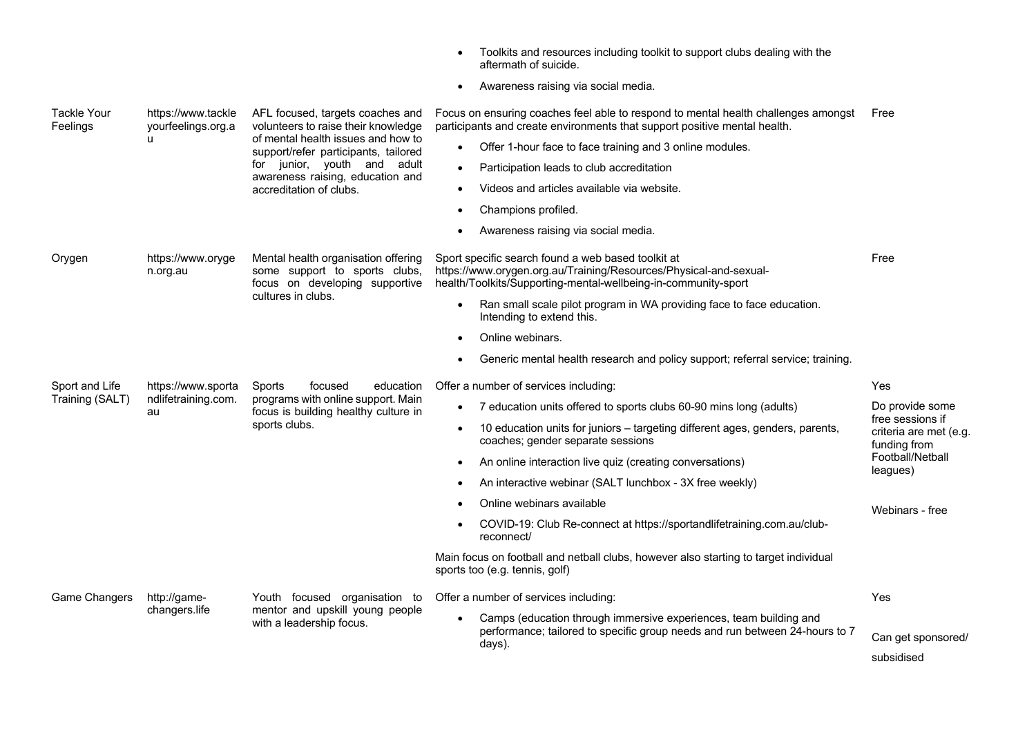| | | | | |
|---|---|---|---|---|
| | | | • Toolkits and resources including toolkit to support clubs dealing with the aftermath of suicide.<br>• Awareness raising via social media. | |
| Tackle Your Feelings | https://www.tackleyourfeelings.org.au | AFL focused, targets coaches and volunteers to raise their knowledge of mental health issues and how to support/refer participants, tailored for junior, youth and adult awareness raising, education and accreditation of clubs. | Focus on ensuring coaches feel able to respond to mental health challenges amongst participants and create environments that support positive mental health.<br>• Offer 1-hour face to face training and 3 online modules.<br>• Participation leads to club accreditation<br>• Videos and articles available via website.<br>• Champions profiled.<br>• Awareness raising via social media. | Free |
| Orygen | https://www.orygen.org.au | Mental health organisation offering some support to sports clubs, focus on developing supportive cultures in clubs. | Sport specific search found a web based toolkit at https://www.orygen.org.au/Training/Resources/Physical-and-sexual-health/Toolkits/Supporting-mental-wellbeing-in-community-sport<br>• Ran small scale pilot program in WA providing face to face education. Intending to extend this.<br>• Online webinars.<br>• Generic mental health research and policy support; referral service; training. | Free |
| Sport and Life Training (SALT) | https://www.sportandlifetraining.com.au | Sports focused education programs with online support. Main focus is building healthy culture in sports clubs. | Offer a number of services including:<br>• 7 education units offered to sports clubs 60-90 mins long (adults)<br>• 10 education units for juniors – targeting different ages, genders, parents, coaches; gender separate sessions<br>• An online interaction live quiz (creating conversations)<br>• An interactive webinar (SALT lunchbox - 3X free weekly)<br>• Online webinars available<br>• COVID-19: Club Re-connect at https://sportandlifetraining.com.au/club-reconnect/<br>Main focus on football and netball clubs, however also starting to target individual sports too (e.g. tennis, golf) | Yes<br>Do provide some free sessions if criteria are met (e.g. funding from Football/Netball leagues)<br>Webinars - free |
| Game Changers | http://game-changers.life | Youth focused organisation to mentor and upskill young people with a leadership focus. | Offer a number of services including:<br>• Camps (education through immersive experiences, team building and performance; tailored to specific group needs and run between 24-hours to 7 days). | Yes<br>Can get sponsored/ subsidised |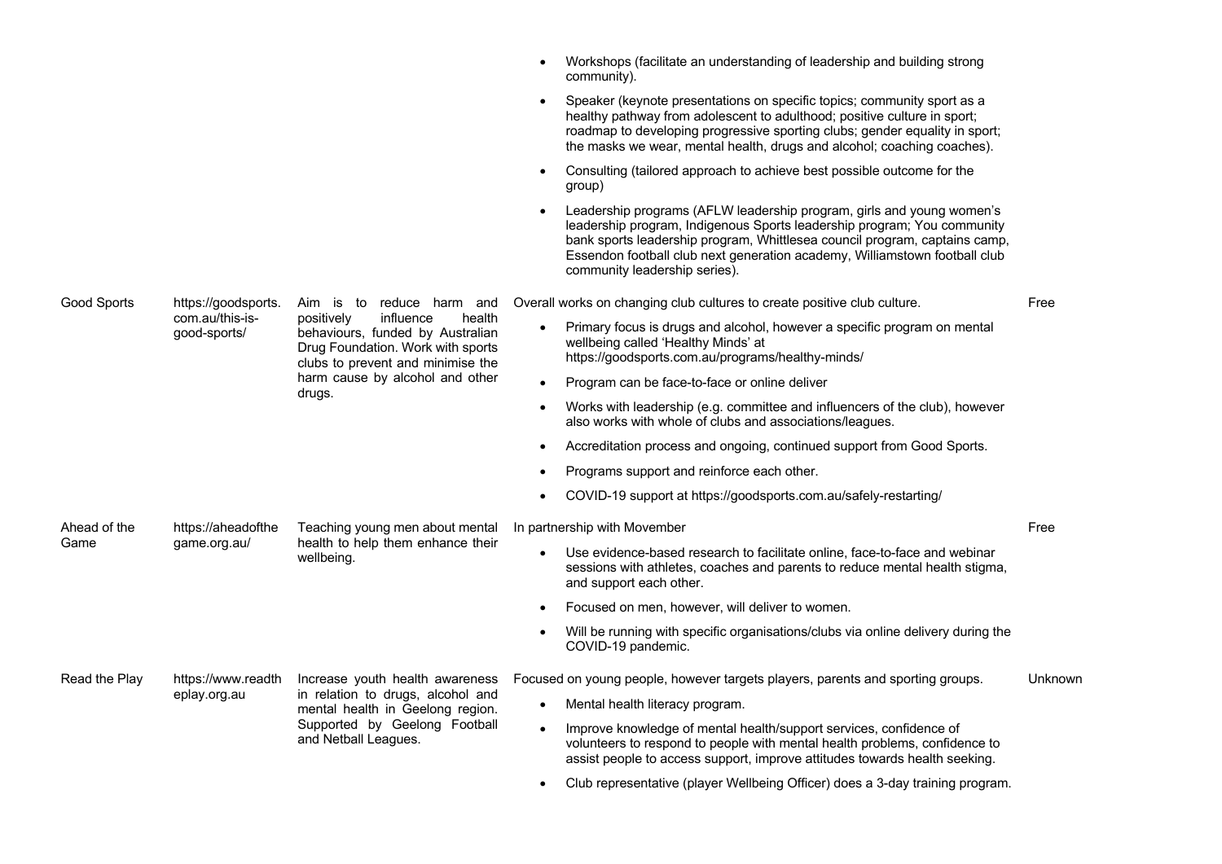| | | | | |
|---|---|---|---|---|
| | | | • Workshops (facilitate an understanding of leadership and building strong community).<br>• Speaker (keynote presentations on specific topics; community sport as a healthy pathway from adolescent to adulthood; positive culture in sport; roadmap to developing progressive sporting clubs; gender equality in sport; the masks we wear, mental health, drugs and alcohol; coaching coaches).<br>• Consulting (tailored approach to achieve best possible outcome for the group)<br>• Leadership programs (AFLW leadership program, girls and young women's leadership program, Indigenous Sports leadership program; You community bank sports leadership program, Whittlesea council program, captains camp, Essendon football club next generation academy, Williamstown football club community leadership series). | |
| Good Sports | https://goodsports.com.au/this-is-good-sports/ | Aim is to reduce harm and positively influence health behaviours, funded by Australian Drug Foundation. Work with sports clubs to prevent and minimise the harm cause by alcohol and other drugs. | Overall works on changing club cultures to create positive club culture.<br>• Primary focus is drugs and alcohol, however a specific program on mental wellbeing called 'Healthy Minds' at https://goodsports.com.au/programs/healthy-minds/<br>• Program can be face-to-face or online deliver<br>• Works with leadership (e.g. committee and influencers of the club), however also works with whole of clubs and associations/leagues.<br>• Accreditation process and ongoing, continued support from Good Sports.<br>• Programs support and reinforce each other.<br>• COVID-19 support at https://goodsports.com.au/safely-restarting/ | Free |
| Ahead of the Game | https://aheadofthegame.org.au/ | Teaching young men about mental health to help them enhance their wellbeing. | In partnership with Movember<br>• Use evidence-based research to facilitate online, face-to-face and webinar sessions with athletes, coaches and parents to reduce mental health stigma, and support each other.<br>• Focused on men, however, will deliver to women.<br>• Will be running with specific organisations/clubs via online delivery during the COVID-19 pandemic. | Free |
| Read the Play | https://www.readtheplay.org.au | Increase youth health awareness in relation to drugs, alcohol and mental health in Geelong region. Supported by Geelong Football and Netball Leagues. | Focused on young people, however targets players, parents and sporting groups.<br>• Mental health literacy program.<br>• Improve knowledge of mental health/support services, confidence of volunteers to respond to people with mental health problems, confidence to assist people to access support, improve attitudes towards health seeking.<br>• Club representative (player Wellbeing Officer) does a 3-day training program. | Unknown |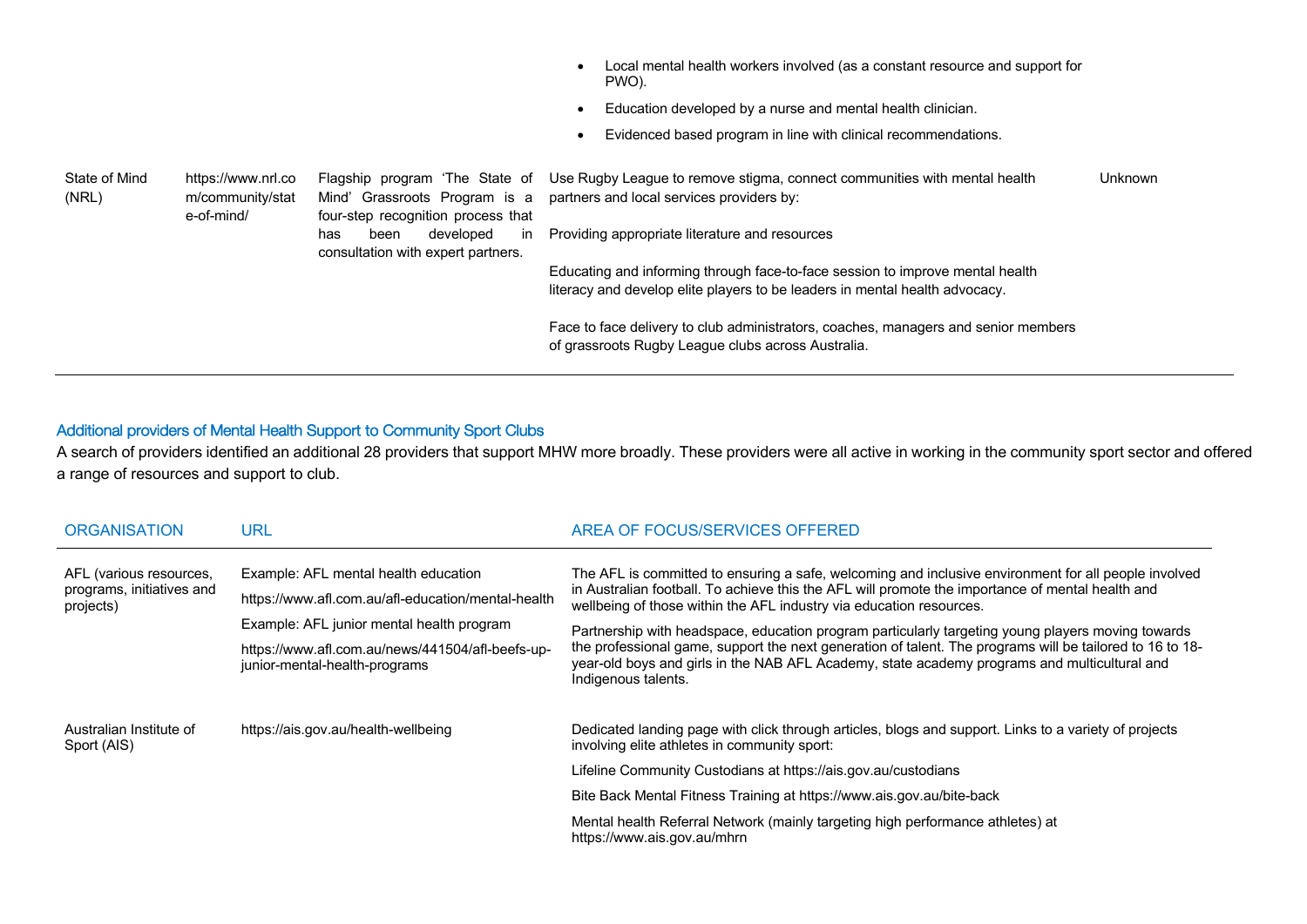| | | | | |
|---|---|---|---|---|
| | | | • Local mental health workers involved (as a constant resource and support for PWO).<br>• Education developed by a nurse and mental health clinician.<br>• Evidenced based program in line with clinical recommendations. | |
| State of Mind (NRL) | https://www.nrl.com/community/state-of-mind/ | Flagship program 'The State of Mind' Grassroots Program is a four-step recognition process that has been developed in consultation with expert partners. | Use Rugby League to remove stigma, connect communities with mental health partners and local services providers by:<br><br>Providing appropriate literature and resources<br><br>Educating and informing through face-to-face session to improve mental health literacy and develop elite players to be leaders in mental health advocacy.<br><br>Face to face delivery to club administrators, coaches, managers and senior members of grassroots Rugby League clubs across Australia. | Unknown |

## Additional providers of Mental Health Support to Community Sport Clubs

A search of providers identified an additional 28 providers that support MHW more broadly. These providers were all active in working in the community sport sector and offered a range of resources and support to club.

| ORGANISATION | URL | AREA OF FOCUS/SERVICES OFFERED |
|---|---|---|
| AFL (various resources, programs, initiatives and projects) | Example: AFL mental health education<br>https://www.afl.com.au/afl-education/mental-health<br>Example: AFL junior mental health program<br>https://www.afl.com.au/news/441504/afl-beefs-up-junior-mental-health-programs | The AFL is committed to ensuring a safe, welcoming and inclusive environment for all people involved in Australian football. To achieve this the AFL will promote the importance of mental health and wellbeing of those within the AFL industry via education resources.<br><br>Partnership with headspace, education program particularly targeting young players moving towards the professional game, support the next generation of talent. The programs will be tailored to 16 to 18-year-old boys and girls in the NAB AFL Academy, state academy programs and multicultural and Indigenous talents. |
| Australian Institute of Sport (AIS) | https://ais.gov.au/health-wellbeing | Dedicated landing page with click through articles, blogs and support. Links to a variety of projects involving elite athletes in community sport:<br><br>Lifeline Community Custodians at https://ais.gov.au/custodians<br><br>Bite Back Mental Fitness Training at https://www.ais.gov.au/bite-back<br><br>Mental health Referral Network (mainly targeting high performance athletes) at https://www.ais.gov.au/mhrn |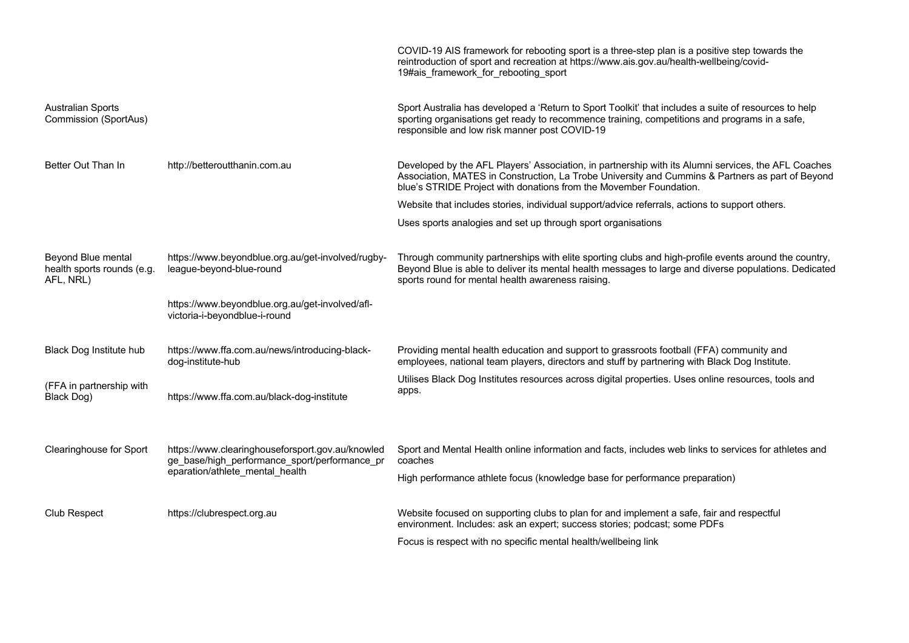| | | |
|---|---|---|
| | | COVID-19 AIS framework for rebooting sport is a three-step plan is a positive step towards the reintroduction of sport and recreation at https://www.ais.gov.au/health-wellbeing/covid-19#ais_framework_for_rebooting_sport |
| Australian Sports Commission (SportAus) | | Sport Australia has developed a 'Return to Sport Toolkit' that includes a suite of resources to help sporting organisations get ready to recommence training, competitions and programs in a safe, responsible and low risk manner post COVID-19 |
| Better Out Than In | http://betteroutthanin.com.au | Developed by the AFL Players' Association, in partnership with its Alumni services, the AFL Coaches Association, MATES in Construction, La Trobe University and Cummins & Partners as part of Beyond blue's STRIDE Project with donations from the Movember Foundation.<br><br>Website that includes stories, individual support/advice referrals, actions to support others.<br><br>Uses sports analogies and set up through sport organisations |
| Beyond Blue mental health sports rounds (e.g. AFL, NRL) | https://www.beyondblue.org.au/get-involved/rugby-league-beyond-blue-round<br><br>https://www.beyondblue.org.au/get-involved/afl-victoria-i-beyondblue-i-round | Through community partnerships with elite sporting clubs and high-profile events around the country, Beyond Blue is able to deliver its mental health messages to large and diverse populations. Dedicated sports round for mental health awareness raising. |
| Black Dog Institute hub<br><br>(FFA in partnership with Black Dog) | https://www.ffa.com.au/news/introducing-black-dog-institute-hub<br><br>https://www.ffa.com.au/black-dog-institute | Providing mental health education and support to grassroots football (FFA) community and employees, national team players, directors and stuff by partnering with Black Dog Institute.<br><br>Utilises Black Dog Institutes resources across digital properties. Uses online resources, tools and apps. |
| Clearinghouse for Sport | https://www.clearinghouseforsport.gov.au/knowledge_base/high_performance_sport/performance_preparation/athlete_mental_health | Sport and Mental Health online information and facts, includes web links to services for athletes and coaches<br><br>High performance athlete focus (knowledge base for performance preparation) |
| Club Respect | https://clubrespect.org.au | Website focused on supporting clubs to plan for and implement a safe, fair and respectful environment. Includes: ask an expert; success stories; podcast; some PDFs<br><br>Focus is respect with no specific mental health/wellbeing link |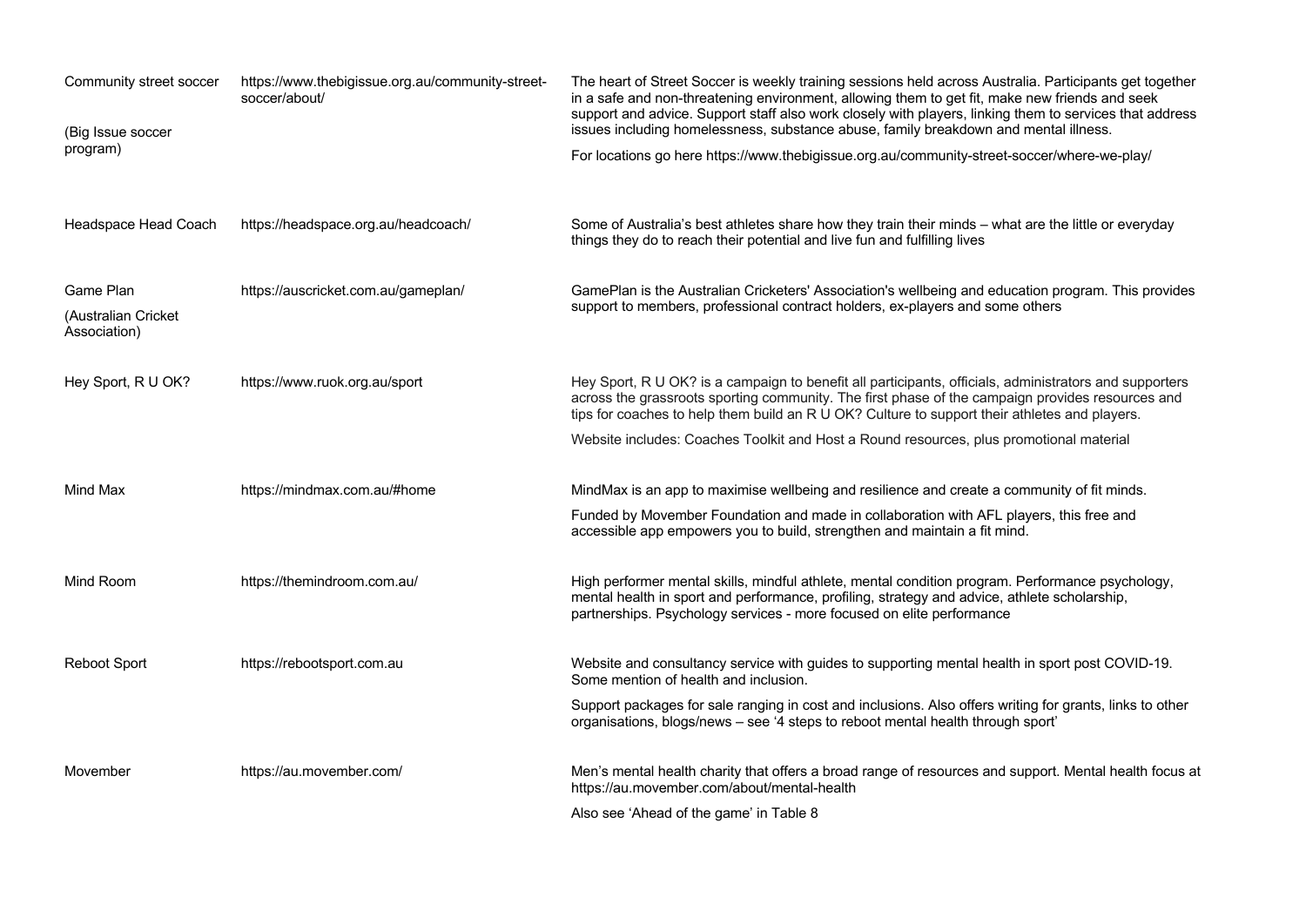| | | |
|---|---|---|
| Community street soccer<br><br>(Big Issue soccer program) | https://www.thebigissue.org.au/community-street-soccer/about/ | The heart of Street Soccer is weekly training sessions held across Australia. Participants get together in a safe and non-threatening environment, allowing them to get fit, make new friends and seek support and advice. Support staff also work closely with players, linking them to services that address issues including homelessness, substance abuse, family breakdown and mental illness.<br><br>For locations go here https://www.thebigissue.org.au/community-street-soccer/where-we-play/ |
| Headspace Head Coach | https://headspace.org.au/headcoach/ | Some of Australia's best athletes share how they train their minds – what are the little or everyday things they do to reach their potential and live fun and fulfilling lives |
| Game Plan<br><br>(Australian Cricket Association) | https://auscricket.com.au/gameplan/ | GamePlan is the Australian Cricketers' Association's wellbeing and education program. This provides support to members, professional contract holders, ex-players and some others |
| Hey Sport, R U OK? | https://www.ruok.org.au/sport | Hey Sport, R U OK? is a campaign to benefit all participants, officials, administrators and supporters across the grassroots sporting community. The first phase of the campaign provides resources and tips for coaches to help them build an R U OK? Culture to support their athletes and players.<br><br>Website includes: Coaches Toolkit and Host a Round resources, plus promotional material |
| Mind Max | https://mindmax.com.au/#home | MindMax is an app to maximise wellbeing and resilience and create a community of fit minds.<br><br>Funded by Movember Foundation and made in collaboration with AFL players, this free and accessible app empowers you to build, strengthen and maintain a fit mind. |
| Mind Room | https://themindroom.com.au/ | High performer mental skills, mindful athlete, mental condition program. Performance psychology, mental health in sport and performance, profiling, strategy and advice, athlete scholarship, partnerships. Psychology services - more focused on elite performance |
| Reboot Sport | https://rebootsport.com.au | Website and consultancy service with guides to supporting mental health in sport post COVID-19. Some mention of health and inclusion.<br><br>Support packages for sale ranging in cost and inclusions. Also offers writing for grants, links to other organisations, blogs/news – see '4 steps to reboot mental health through sport' |
| Movember | https://au.movember.com/ | Men's mental health charity that offers a broad range of resources and support. Mental health focus at https://au.movember.com/about/mental-health<br><br>Also see 'Ahead of the game' in Table 8 |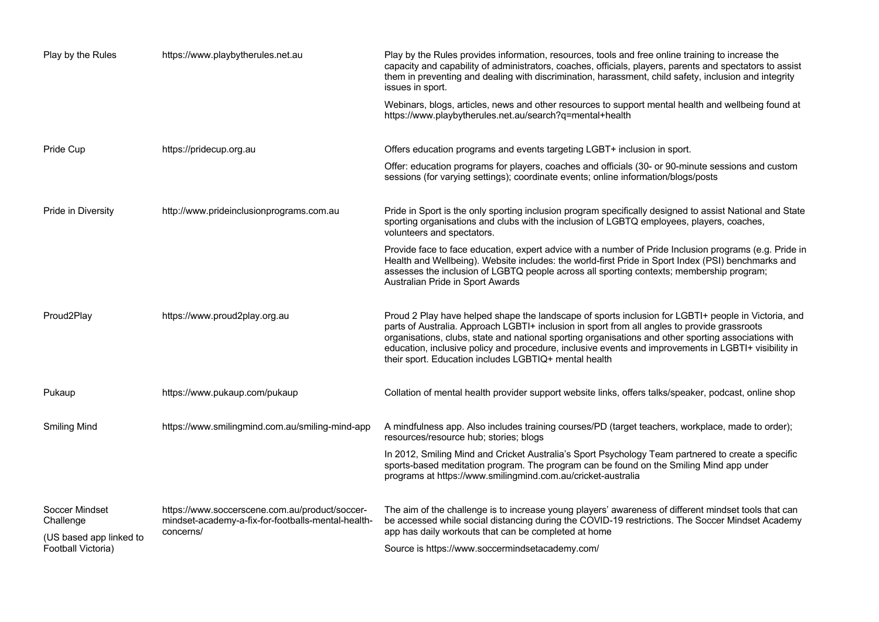| | | |
|---|---|---|
| Play by the Rules | https://www.playbytherules.net.au | Play by the Rules provides information, resources, tools and free online training to increase the capacity and capability of administrators, coaches, officials, players, parents and spectators to assist them in preventing and dealing with discrimination, harassment, child safety, inclusion and integrity issues in sport.<br><br>Webinars, blogs, articles, news and other resources to support mental health and wellbeing found at https://www.playbytherules.net.au/search?q=mental+health |
| Pride Cup | https://pridecup.org.au | Offers education programs and events targeting LGBT+ inclusion in sport.<br><br>Offer: education programs for players, coaches and officials (30- or 90-minute sessions and custom sessions (for varying settings); coordinate events; online information/blogs/posts |
| Pride in Diversity | http://www.prideinclusionprograms.com.au | Pride in Sport is the only sporting inclusion program specifically designed to assist National and State sporting organisations and clubs with the inclusion of LGBTQ employees, players, coaches, volunteers and spectators.<br><br>Provide face to face education, expert advice with a number of Pride Inclusion programs (e.g. Pride in Health and Wellbeing). Website includes: the world-first Pride in Sport Index (PSI) benchmarks and assesses the inclusion of LGBTQ people across all sporting contexts; membership program; Australian Pride in Sport Awards |
| Proud2Play | https://www.proud2play.org.au | Proud 2 Play have helped shape the landscape of sports inclusion for LGBTI+ people in Victoria, and parts of Australia. Approach LGBTI+ inclusion in sport from all angles to provide grassroots organisations, clubs, state and national sporting organisations and other sporting associations with education, inclusive policy and procedure, inclusive events and improvements in LGBTI+ visibility in their sport. Education includes LGBTIQ+ mental health |
| Pukaup | https://www.pukaup.com/pukaup | Collation of mental health provider support website links, offers talks/speaker, podcast, online shop |
| Smiling Mind | https://www.smilingmind.com.au/smiling-mind-app | A mindfulness app. Also includes training courses/PD (target teachers, workplace, made to order); resources/resource hub; stories; blogs<br><br>In 2012, Smiling Mind and Cricket Australia's Sport Psychology Team partnered to create a specific sports-based meditation program. The program can be found on the Smiling Mind app under programs at https://www.smilingmind.com.au/cricket-australia |
| Soccer Mindset Challenge<br><br>(US based app linked to Football Victoria) | https://www.soccerscene.com.au/product/soccer-mindset-academy-a-fix-for-footballs-mental-health-concerns/ | The aim of the challenge is to increase young players' awareness of different mindset tools that can be accessed while social distancing during the COVID-19 restrictions. The Soccer Mindset Academy app has daily workouts that can be completed at home<br><br>Source is https://www.soccermindsetacademy.com/ |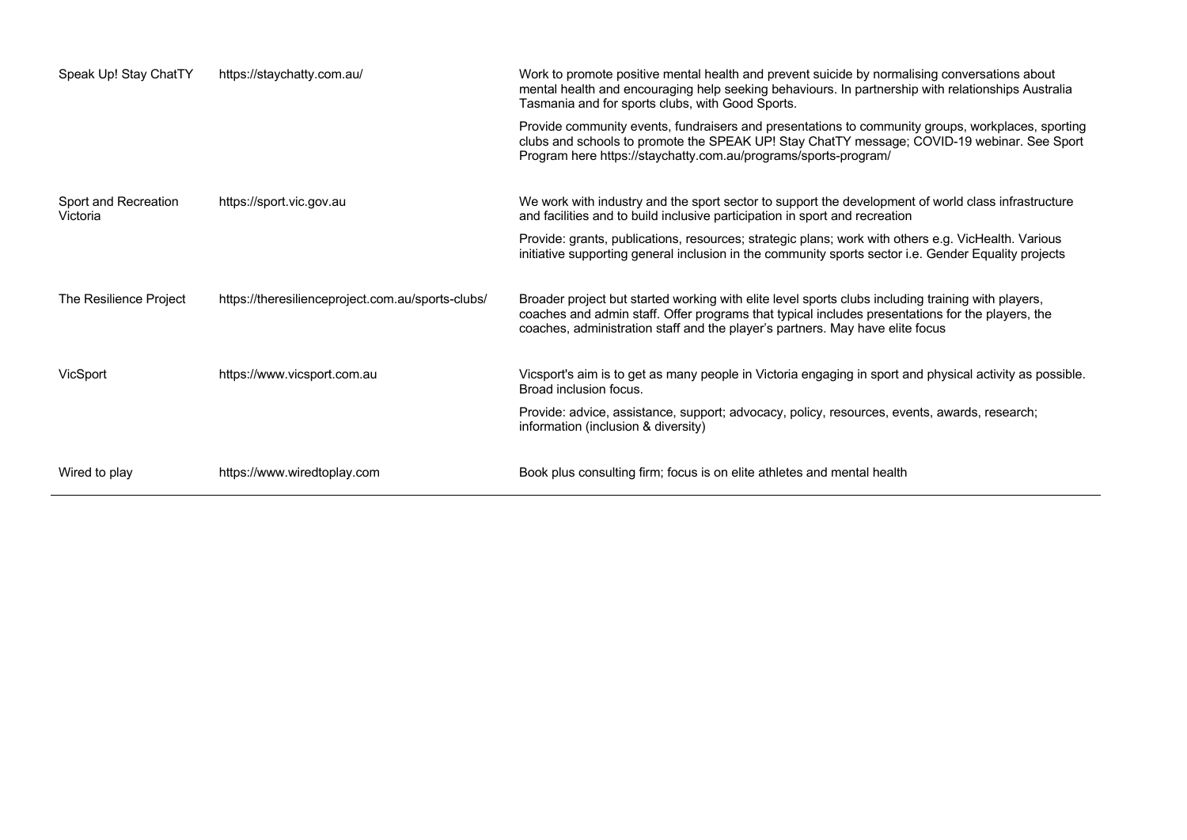| | | |
|---|---|---|
| Speak Up! Stay ChatTY | https://staychatty.com.au/ | Work to promote positive mental health and prevent suicide by normalising conversations about mental health and encouraging help seeking behaviours. In partnership with relationships Australia Tasmania and for sports clubs, with Good Sports.<br><br>Provide community events, fundraisers and presentations to community groups, workplaces, sporting clubs and schools to promote the SPEAK UP! Stay ChatTY message; COVID-19 webinar. See Sport Program here https://staychatty.com.au/programs/sports-program/ |
| Sport and Recreation Victoria | https://sport.vic.gov.au | We work with industry and the sport sector to support the development of world class infrastructure and facilities and to build inclusive participation in sport and recreation<br><br>Provide: grants, publications, resources; strategic plans; work with others e.g. VicHealth. Various initiative supporting general inclusion in the community sports sector i.e. Gender Equality projects |
| The Resilience Project | https://theresilienceproject.com.au/sports-clubs/ | Broader project but started working with elite level sports clubs including training with players, coaches and admin staff. Offer programs that typical includes presentations for the players, the coaches, administration staff and the player's partners. May have elite focus |
| VicSport | https://www.vicsport.com.au | Vicsport's aim is to get as many people in Victoria engaging in sport and physical activity as possible. Broad inclusion focus.<br><br>Provide: advice, assistance, support; advocacy, policy, resources, events, awards, research; information (inclusion & diversity) |
| Wired to play | https://www.wiredtoplay.com | Book plus consulting firm; focus is on elite athletes and mental health |